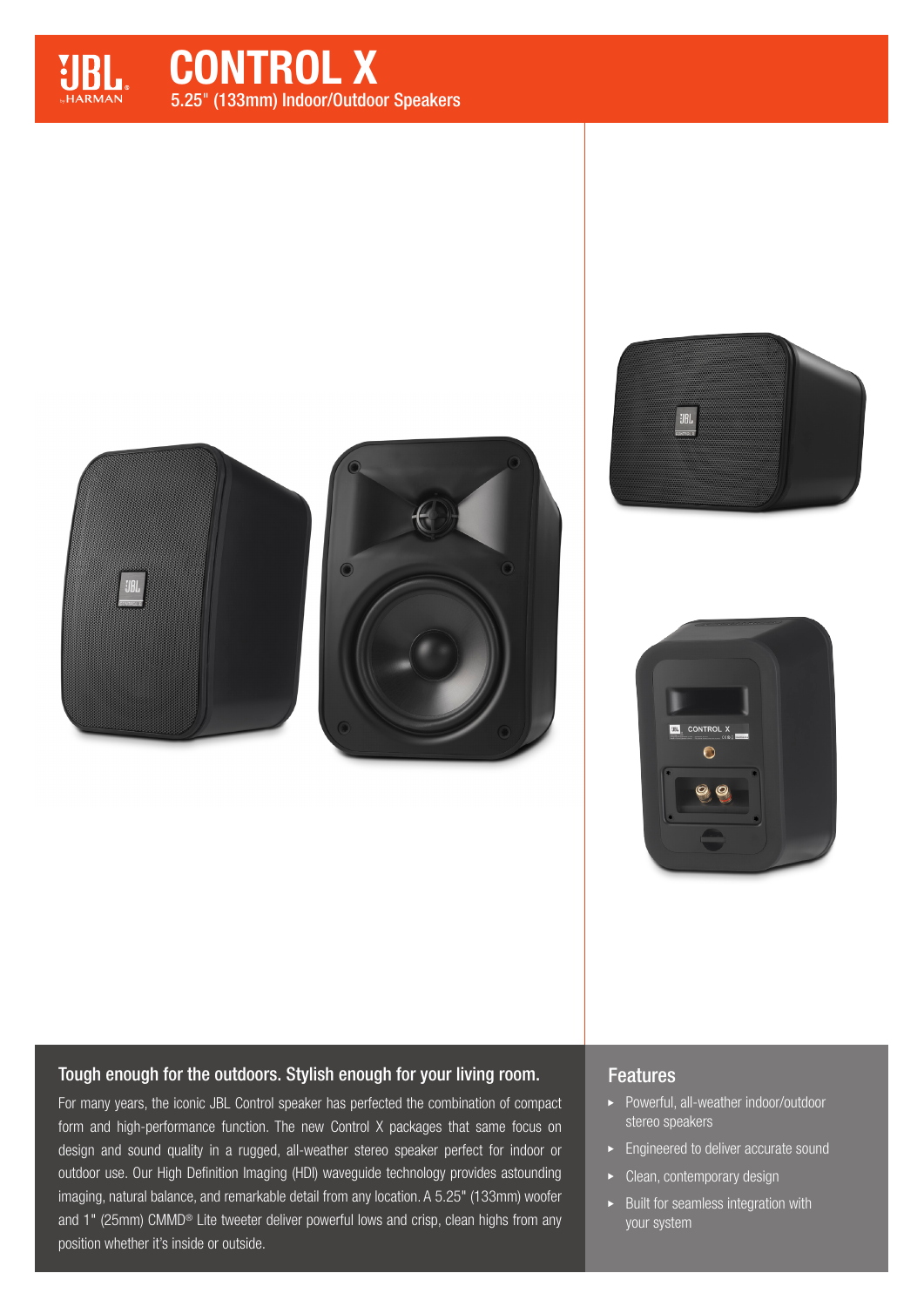# CONTROL X

5.25" (133mm) Indoor/Outdoor Speakers

## Tough enough for the outdoors. Stylish enough for your living room.

For many years, the iconic JBL Control speaker has perfected the combination of compact form and high-performance function. The new Control X packages that same focus on design and sound quality in a rugged, all-weather stereo speaker perfect for indoor or outdoor use. Our High Definition Imaging (HDI) waveguide technology provides astounding imaging, natural balance, and remarkable detail from any location. A 5.25" (133mm) woofer and 1" (25mm) CMMD® Lite tweeter deliver powerful lows and crisp, clean highs from any position whether it's inside or outside.

## Features

- Powerful, all-weather indoor/outdoor stereo speakers
- Engineered to deliver accurate sound
- Clean, contemporary design
- Built for seamless integration with your system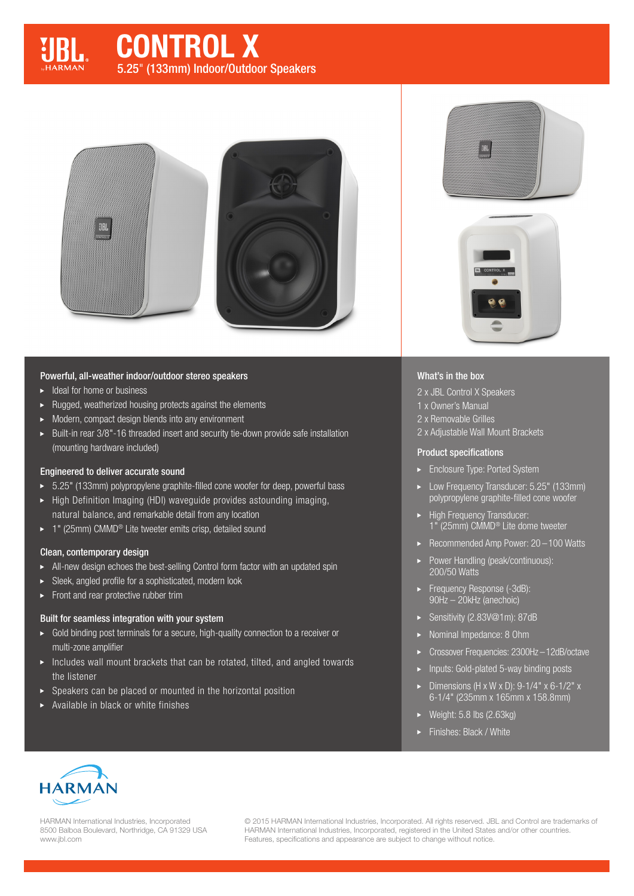# CONTROL X

## 5.25" (133mm) Indoor/Outdoor Speakers

### Powerful, all-weather indoor/outdoor stereo speakers

- Ideal for home or business
- Rugged, weatherized housing protects against the elements
- Modern, compact design blends into any environment
- Built-in rear 3/8"-16 threaded insert and security tie-down provide safe installation (mounting hardware included)

### Engineered to deliver accurate sound

- 5.25" (133mm) polypropylene graphite-filled cone woofer for deep, powerful bass
- High Definition Imaging (HDI) waveguide provides astounding imaging, natural balance, and remarkable detail from any location
- 1" (25mm) CMMD® Lite tweeter emits crisp, detailed sound

### Clean, contemporary design

- All-new design echoes the best-selling Control form factor with an updated spin
- Sleek, angled profile for a sophisticated, modern look
- Front and rear protective rubber trim

### Built for seamless integration with your system

- Gold binding post terminals for a secure, high-quality connection to a receiver or multi-zone amplifier
- Includes wall mount brackets that can be rotated, tilted, and angled towards the listener
- Speakers can be placed or mounted in the horizontal position
- Available in black or white finishes

### What's in the box

2 x JBL Control X Speakers
1 x Owner's Manual
2 x Removable Grilles
2 x Adjustable Wall Mount Brackets

### Product specifications

- Enclosure Type: Ported System
- Low Frequency Transducer: 5.25" (133mm) polypropylene graphite-filled cone woofer
- High Frequency Transducer: 1" (25mm) CMMD® Lite dome tweeter
- Recommended Amp Power: 20 – 100 Watts
- Power Handling (peak/continuous): 200/50 Watts
- Frequency Response (-3dB): 90Hz – 20kHz (anechoic)
- Sensitivity (2.83V@1m): 87dB
- Nominal Impedance: 8 Ohm
- Crossover Frequencies: 2300Hz – 12dB/octave
- Inputs: Gold-plated 5-way binding posts
- Dimensions (H x W x D): 9-1/4" x 6-1/2" x 6-1/4" (235mm x 165mm x 158.8mm)
- Weight: 5.8 lbs (2.63kg)
- Finishes: Black / White

HARMAN International Industries, Incorporated
8500 Balboa Boulevard, Northridge, CA 91329 USA
www.jbl.com

© 2015 HARMAN International Industries, Incorporated. All rights reserved. JBL and Control are trademarks of HARMAN International Industries, Incorporated, registered in the United States and/or other countries. Features, specifications and appearance are subject to change without notice.